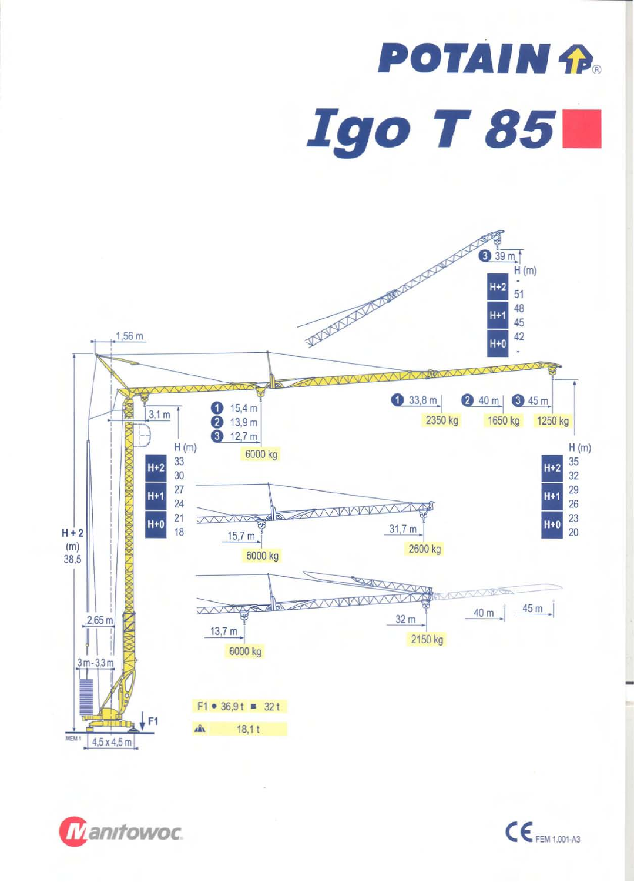# POTAIN

# Igo T 85

1,56 m

3,1 m

H + 2 (m) 38,5

2,65 m

3m - 3,3m

4,5 x 4,5 m

MEM 1

F1

| | H (m) |
|---|---|
| H+2 | 33 |
| | 30 |
| H+1 | 27 |
| | 24 |
| H+0 | 21 |
| | 18 |

1. 15,4 m
2. 13,9 m
3. 12,7 m

6000 kg

1. 33,8 m — 2350 kg
2. 40 m — 1650 kg
3. 45 m — 1250 kg

| | H (m) |
|---|---|
| H+2 | 35 |
| | 32 |
| H+1 | 29 |
| | 26 |
| H+0 | 23 |
| | 20 |

3. 39 m

| | H (m) |
|---|---|
| H+2 | - |
| | 51 |
| H+1 | 48 |
| | 45 |
| H+0 | 42 |
| | - |

15,7 m — 6000 kg

31,7 m — 2600 kg

13,7 m — 6000 kg

32 m — 2150 kg

40 m

45 m

F1 ● 36,9 t ■ 32 t

18,1 t

Manitowoc

CE FEM 1.001-A3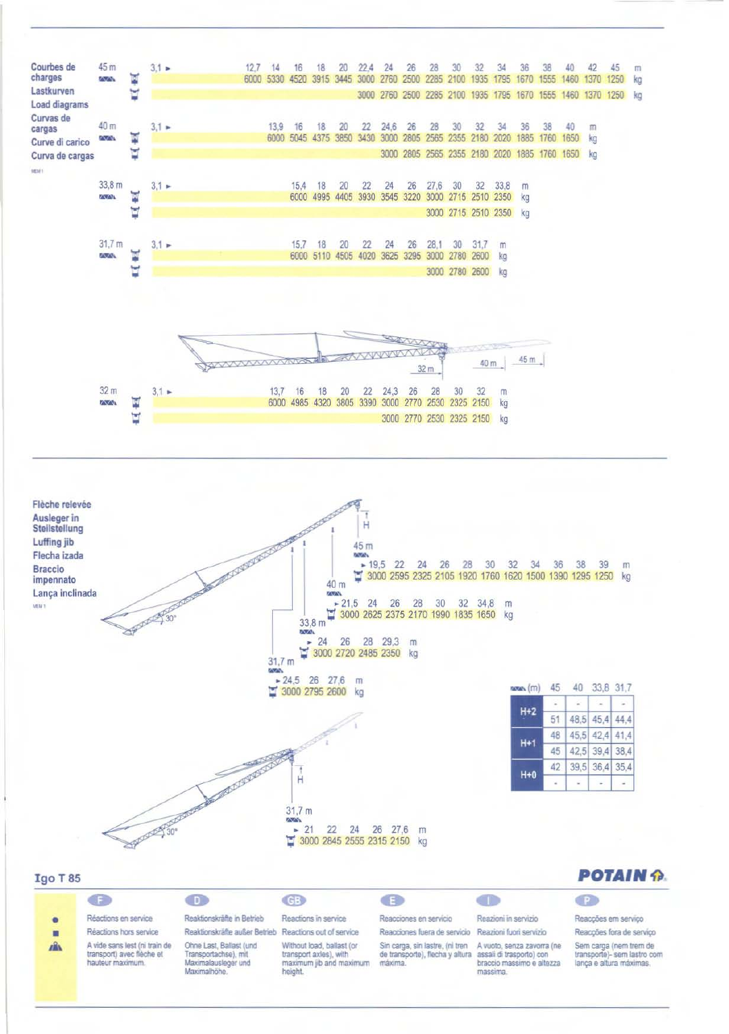## Courbes de charges
## Lastkurven
## Load diagrams
## Curvas de cargas
## Curve di carico
## Curva de cargas

**45 m**

| 3,1 ► | 12,7 | 14 | 16 | 18 | 20 | 22,4 | 24 | 26 | 28 | 30 | 32 | 34 | 36 | 38 | 40 | 42 | 45 | m |
|---|---|---|---|---|---|---|---|---|---|---|---|---|---|---|---|---|---|---|
| | 6000 | 5330 | 4520 | 3915 | 3445 | 3000 | 2760 | 2500 | 2285 | 2100 | 1935 | 1795 | 1670 | 1555 | 1460 | 1370 | 1250 | kg |
| | | | | | | 3000 | 2760 | 2500 | 2285 | 2100 | 1935 | 1795 | 1670 | 1555 | 1460 | 1370 | 1250 | kg |

**40 m**

| 3,1 ► | 13,9 | 16 | 18 | 20 | 22 | 24,6 | 26 | 28 | 30 | 32 | 34 | 36 | 38 | 40 | m |
|---|---|---|---|---|---|---|---|---|---|---|---|---|---|---|---|
| | 6000 | 5045 | 4375 | 3850 | 3430 | 3000 | 2805 | 2565 | 2355 | 2180 | 2020 | 1885 | 1760 | 1650 | kg |
| | | | | | | 3000 | 2805 | 2565 | 2355 | 2180 | 2020 | 1885 | 1760 | 1650 | kg |

**33,8 m**

| 3,1 ► | 15,4 | 18 | 20 | 22 | 24 | 26 | 27,6 | 30 | 32 | 33,8 | m |
|---|---|---|---|---|---|---|---|---|---|---|---|
| | 6000 | 4995 | 4405 | 3930 | 3545 | 3220 | 3000 | 2715 | 2510 | 2350 | kg |
| | | | | | | | 3000 | 2715 | 2510 | 2350 | kg |

**31,7 m**

| 3,1 ► | 15,7 | 18 | 20 | 22 | 24 | 26 | 28,1 | 30 | 31,7 | m |
|---|---|---|---|---|---|---|---|---|---|---|
| | 6000 | 5110 | 4505 | 4020 | 3625 | 3295 | 3000 | 2780 | 2600 | kg |
| | | | | | | | 3000 | 2780 | 2600 | kg |

32 m — 40 m — 45 m

**32 m**

| 3,1 ► | 13,7 | 16 | 18 | 20 | 22 | 24,3 | 26 | 28 | 30 | 32 | m |
|---|---|---|---|---|---|---|---|---|---|---|---|
| | 6000 | 4985 | 4320 | 3805 | 3390 | 3000 | 2770 | 2530 | 2325 | 2150 | kg |
| | | | | | | 3000 | 2770 | 2530 | 2325 | 2150 | kg |

## Flèche relevée
## Ausleger in Steilstellung
## Luffing jib
## Flecha izada
## Braccio impennato
## Lança inclinada

30°

**45 m**

| ► 19,5 | 22 | 24 | 26 | 28 | 30 | 32 | 34 | 36 | 38 | 39 | m |
|---|---|---|---|---|---|---|---|---|---|---|---|
| 3000 | 2595 | 2325 | 2105 | 1920 | 1760 | 1620 | 1500 | 1390 | 1295 | 1250 | kg |

**40 m**

| ► 21,5 | 24 | 26 | 28 | 30 | 32 | 34,8 | m |
|---|---|---|---|---|---|---|---|
| 3000 | 2625 | 2375 | 2170 | 1990 | 1835 | 1650 | kg |

**33,8 m**

| ► 24 | 26 | 28 | 29,3 | m |
|---|---|---|---|---|
| 3000 | 2720 | 2485 | 2350 | kg |

**31,7 m**

| ► 24,5 | 26 | 27,6 | m |
|---|---|---|---|
| 3000 | 2795 | 2600 | kg |

| | (m) | 45 | 40 | 33,8 | 31,7 |
|---|---|---|---|---|---|
| H+2 | | - | - | - | - |
| | | 51 | 48,5 | 45,4 | 44,4 |
| H+1 | | 48 | 45,5 | 42,4 | 41,4 |
| | | 45 | 42,5 | 39,4 | 38,4 |
| H+0 | | 42 | 39,5 | 36,4 | 35,4 |
| | | - | - | - | - |

30°

**31,7 m**

| ► 21 | 22 | 24 | 26 | 27,6 | m |
|---|---|---|---|---|---|
| 3000 | 2645 | 2555 | 2315 | 2150 | kg |

**Igo T 85** — **POTAIN**

| | F | D | GB | E | I | P |
|---|---|---|---|---|---|---|
| ● | Réactions en service | Reaktionskräfte in Betrieb | Reactions in service | Reacciones en servicio | Reazioni in servizio | Reacções em serviço |
| ■ | Réactions hors service | Reaktionskräfte außer Betrieb | Reactions out of service | Reacciones fuera de servicio | Reazioni fuori servizio | Reacções fora de serviço |
| | A vide sans lest (ni train de transport) avec flèche et hauteur maximum. | Ohne Last, Ballast (und Transportachse), mit Maximalausleger und Maximalhöhe. | Without load, ballast (or transport axles), with maximum jib and maximum height. | Sin carga, sin lastre, (ni tren de transporte), flecha y altura máxima. | A vuoto, senza zavorra (ne assali di trasporto) con braccio massimo e altezza massima. | Sem carga (nem trem de transporte)- sem lastro com lança e altura máximas. |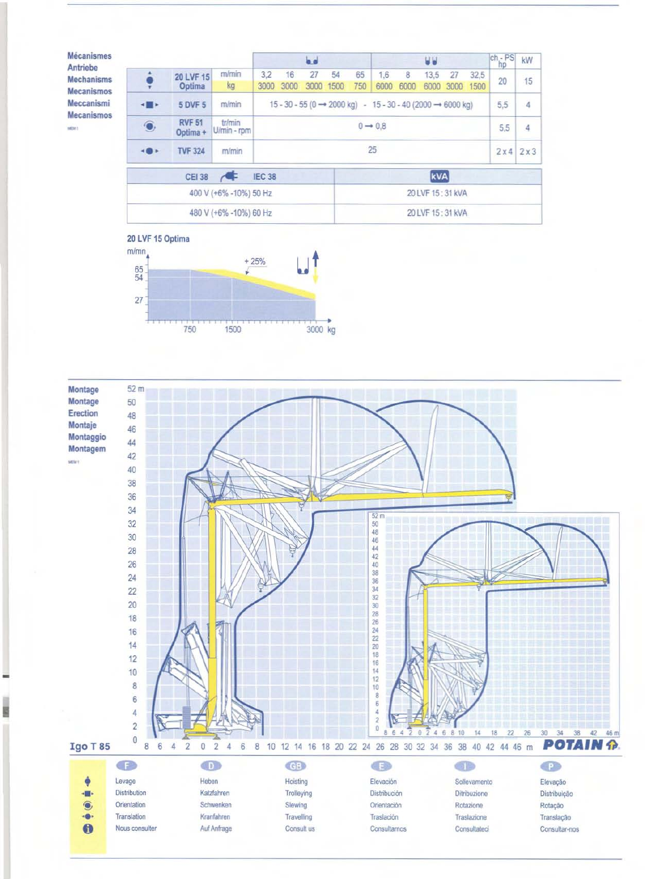**Mécanismes**
**Antriebe**
**Mechanisms**
**Mecanismos**
**Meccanismi**
**Mecanismos**

| | | | ↓↓ (2 falls) | | | | | ↓↓↓↓ (4 falls) | | | | | ch - PS hp | kW |
|---|---|---|---|---|---|---|---|---|---|---|---|---|---|---|
| Hoisting | 20 LVF 15 Optima | m/min | 3,2 | 16 | 27 | 54 | 65 | 1,6 | 8 | 13,5 | 27 | 32,5 | 20 | 15 |
| | | kg | 3000 | 3000 | 3000 | 1500 | 750 | 6000 | 6000 | 6000 | 3000 | 1500 | | |
| Trolleying | 5 DVF 5 | m/min | 15 - 30 - 55 (0 → 2000 kg) - 15 - 30 - 40 (2000 → 6000 kg) | | | | | | | | | | 5,5 | 4 |
| Slewing | RVF 51 Optima + | tr/min U/min - rpm | 0 → 0,8 | | | | | | | | | | 5,5 | 4 |
| Travelling | TVF 324 | m/min | 25 | | | | | | | | | | 2 x 4 | 2 x 3 |

| CEI 38 — IEC 38 | kVA |
|---|---|
| 400 V (+6% -10%) 50 Hz | 20 LVF 15 : 31 kVA |
| 480 V (+6% -10%) 60 Hz | 20 LVF 15 : 31 kVA |

**20 LVF 15 Optima**

m/mn: 65, 54, 27 — + 25% — 750, 1500, 3000 kg

**Montage**
**Montage**
**Erection**
**Montaje**
**Montaggio**
**Montagem**

**Igo T 85**

**POTAIN**

| | F | D | GB | E | I | P |
|---|---|---|---|---|---|---|
| ↕ | Levage | Heben | Hoisting | Elevación | Sollevamento | Elevação |
| ◄■► | Distribution | Katzfahren | Trolleying | Distribución | Ditribuzione | Distribuição |
| ◉ | Orientation | Schwenken | Slewing | Orientación | Rotazione | Rotação |
| ◄●► | Translation | Kranfahren | Travelling | Traslación | Traslazione | Translação |
| ℹ | Nous consulter | Auf Anfrage | Consult us | Consultarnos | Consultateci | Consultar-nos |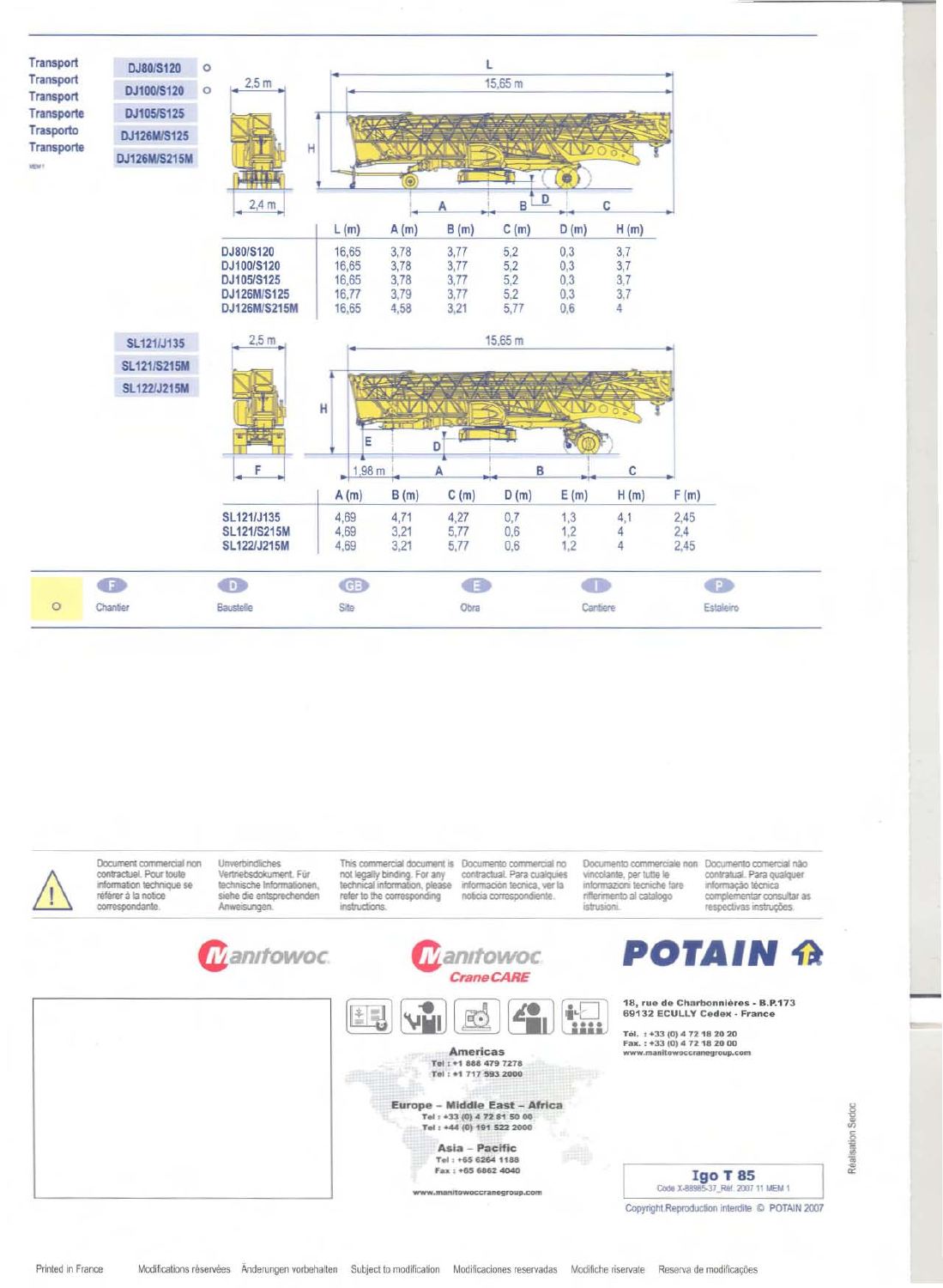Transport
Transport
Transport
Transporte
Trasporto
Transporte

DJ80/S120 ○
DJ100/S120 ○
DJ105/S125
DJ126M/S125
DJ126M/S215M

2,5 m
2,4 m
L
15,65 m
H
A
B
D
C

| | L (m) | A (m) | B (m) | C (m) | D (m) | H (m) |
|---|---|---|---|---|---|---|
| DJ80/S120 | 16,65 | 3,78 | 3,77 | 5,2 | 0,3 | 3,7 |
| DJ100/S120 | 16,65 | 3,78 | 3,77 | 5,2 | 0,3 | 3,7 |
| DJ105/S125 | 16,65 | 3,78 | 3,77 | 5,2 | 0,3 | 3,7 |
| DJ126M/S125 | 16,77 | 3,79 | 3,77 | 5,2 | 0,3 | 3,7 |
| DJ126M/S215M | 16,65 | 4,58 | 3,21 | 5,77 | 0,6 | 4 |

SL121/J135
SL121/S215M
SL122/J215M

2,5 m
15,65 m
H
E
D
F
1,98 m
A
B
C

| | A (m) | B (m) | C (m) | D (m) | E (m) | H (m) | F (m) |
|---|---|---|---|---|---|---|---|
| SL121/J135 | 4,69 | 4,71 | 4,27 | 0,7 | 1,3 | 4,1 | 2,45 |
| SL121/S215M | 4,69 | 3,21 | 5,77 | 0,6 | 1,2 | 4 | 2,4 |
| SL122/J215M | 4,69 | 3,21 | 5,77 | 0,6 | 1,2 | 4 | 2,45 |

| | F | D | GB | E | I | P |
|---|---|---|---|---|---|---|
| ○ | Chantier | Baustelle | Site | Obra | Cantiere | Estaleiro |

Document commercial non contractuel. Pour toute information technique se référer à la notice correspondante.

Unverbindliches Vertriebsdokument. Für technische Informationen, siehe die entsprechenden Anweisungen.

This commercial document is not legally binding. For any technical information, please refer to the corresponding instructions.

Documento commercial no contractual. Para cualquies información tecnica, ver la noticia correspondiente.

Documento commerciale non vincolante, per tutte le informazioni tecniche fare rifferimento al catalogo istrusioni.

Documento comercial não contratual. Para qualquer informação técnica complementar consultar as respectivas instruções.

Manitowoc

Manitowoc CraneCARE

**Americas**
Tel : +1 888 479 7278
Tel : +1 717 593 2000

**Europe - Middle East - Africa**
Tel : +33 (0) 4 72 81 50 00
Tel : +44 (0) 191 522 2000

**Asia - Pacific**
Tel : +65 6264 1188
Fax : +65 6862 4040

www.manitowoccranegroup.com

**POTAIN**

18, rue de Charbonnières - B.P.173
69132 ECULLY Cedex - France

Tél. : +33 (0) 4 72 18 20 20
Fax. : +33 (0) 4 72 18 20 00
www.manitowoccranegroup.com

**Igo T 85**
Code X-88985-37_Réf. 2007 11 MEM 1

Copyright Reproduction interdite © POTAIN 2007

Réalisation Sedoc

Printed in France — Modifications réservées — Änderungen vorbehalten — Subject to modification — Modificaciones reservadas — Modifiche riservate — Reserva de modificações